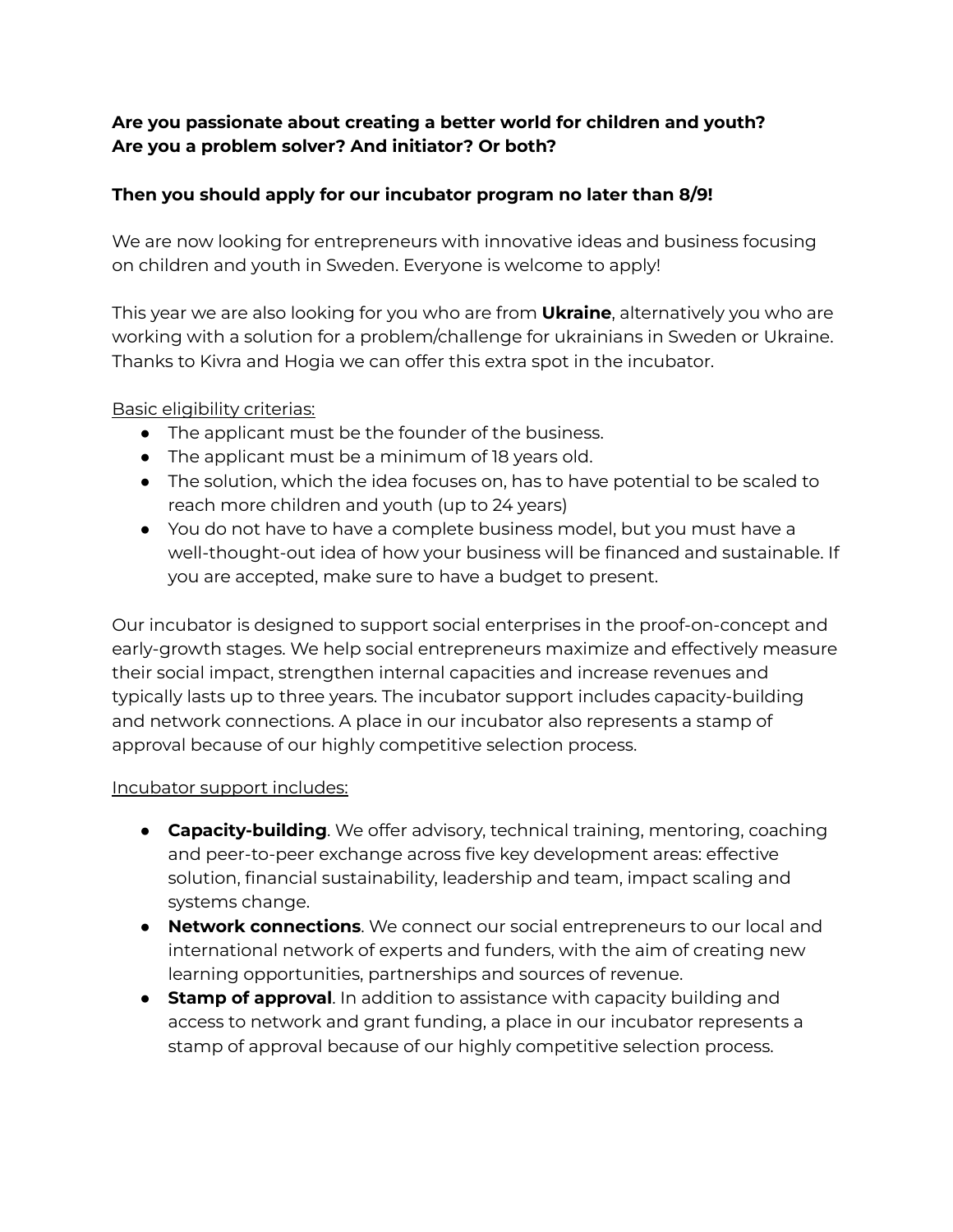**Are you passionate about creating a better world for children and youth?**
**Are you a problem solver? And initiator? Or both?**

**Then you should apply for our incubator program no later than 8/9!**

We are now looking for entrepreneurs with innovative ideas and business focusing on children and youth in Sweden. Everyone is welcome to apply!

This year we are also looking for you who are from **Ukraine**, alternatively you who are working with a solution for a problem/challenge for ukrainians in Sweden or Ukraine. Thanks to Kivra and Hogia we can offer this extra spot in the incubator.

<u>Basic eligibility criterias:</u>

- The applicant must be the founder of the business.
- The applicant must be a minimum of 18 years old.
- The solution, which the idea focuses on, has to have potential to be scaled to reach more children and youth (up to 24 years)
- You do not have to have a complete business model, but you must have a well-thought-out idea of how your business will be financed and sustainable. If you are accepted, make sure to have a budget to present.

Our incubator is designed to support social enterprises in the proof-on-concept and early-growth stages. We help social entrepreneurs maximize and effectively measure their social impact, strengthen internal capacities and increase revenues and typically lasts up to three years. The incubator support includes capacity-building and network connections. A place in our incubator also represents a stamp of approval because of our highly competitive selection process.

<u>Incubator support includes:</u>

- **Capacity-building**. We offer advisory, technical training, mentoring, coaching and peer-to-peer exchange across five key development areas: effective solution, financial sustainability, leadership and team, impact scaling and systems change.
- **Network connections**. We connect our social entrepreneurs to our local and international network of experts and funders, with the aim of creating new learning opportunities, partnerships and sources of revenue.
- **Stamp of approval**. In addition to assistance with capacity building and access to network and grant funding, a place in our incubator represents a stamp of approval because of our highly competitive selection process.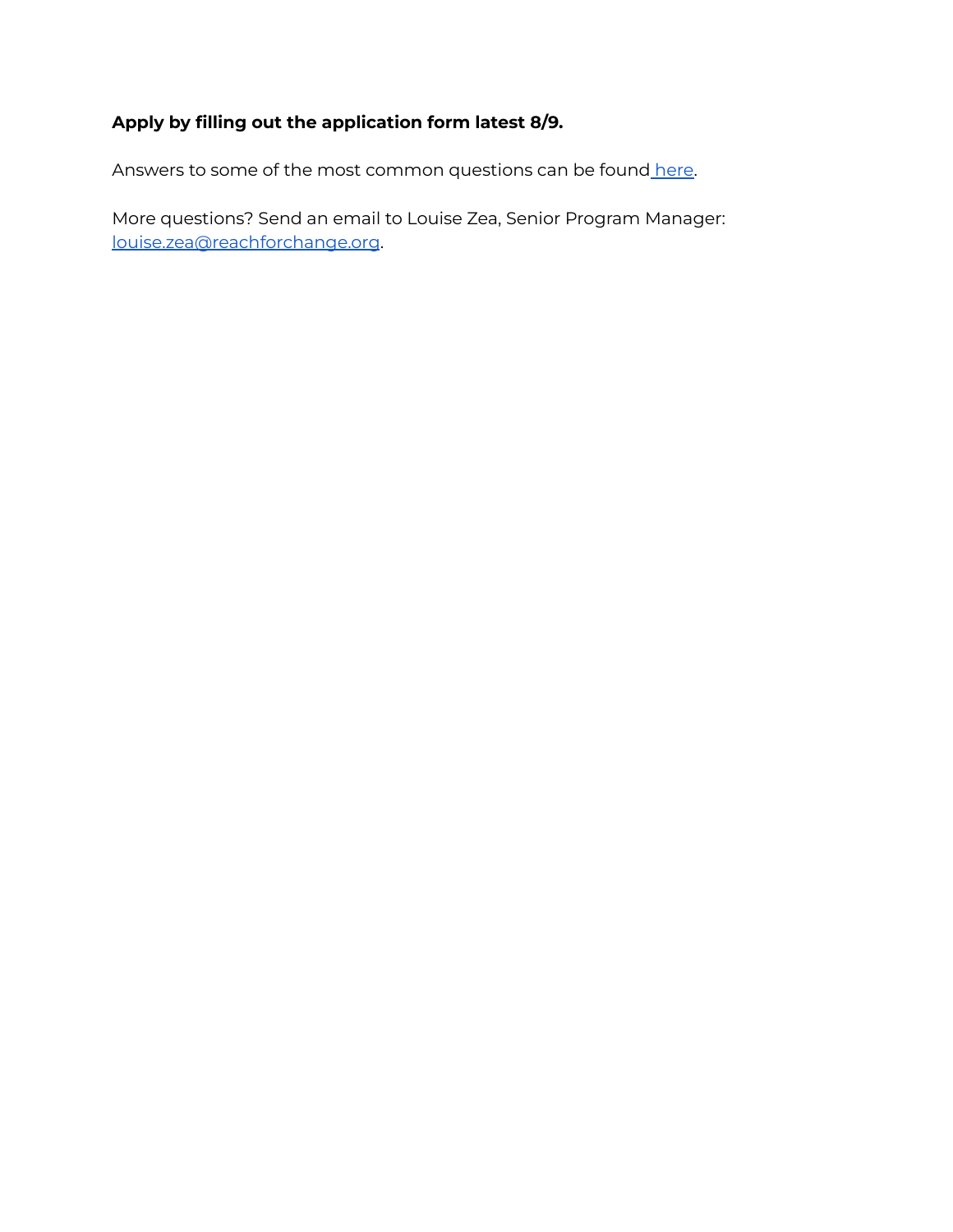**Apply by filling out the application form latest 8/9.**

Answers to some of the most common questions can be found here.

More questions? Send an email to Louise Zea, Senior Program Manager: louise.zea@reachforchange.org.